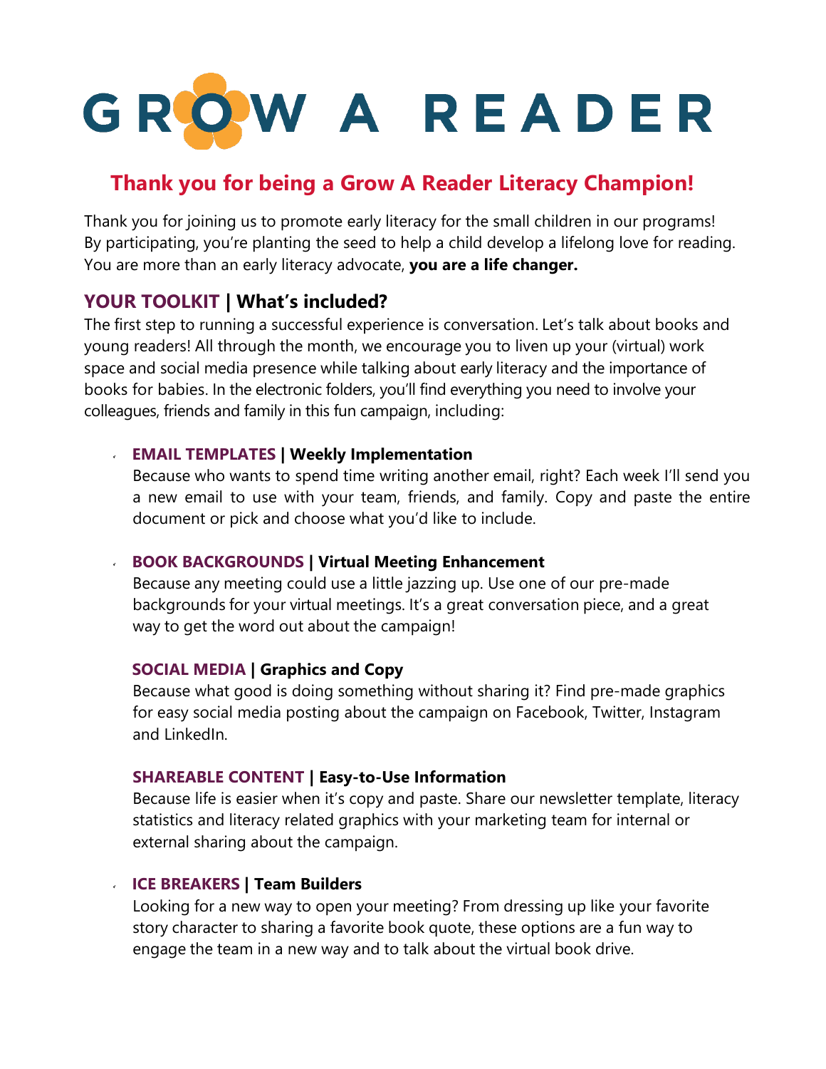# GROW A READER

## Thank you for being a Grow A Reader Literacy Champion!

Thank you for joining us to promote early literacy for the small children in our programs! By participating, you're planting the seed to help a child develop a lifelong love for reading. You are more than an early literacy advocate, **you are a life changer.**

### YOUR TOOLKIT | What's included?

The first step to running a successful experience is conversation. Let's talk about books and young readers! All through the month, we encourage you to liven up your (virtual) work space and social media presence while talking about early literacy and the importance of books for babies. In the electronic folders, you'll find everything you need to involve your colleagues, friends and family in this fun campaign, including:

- **EMAIL TEMPLATES | Weekly Implementation**
  Because who wants to spend time writing another email, right? Each week I'll send you a new email to use with your team, friends, and family. Copy and paste the entire document or pick and choose what you'd like to include.

- **BOOK BACKGROUNDS | Virtual Meeting Enhancement**
  Because any meeting could use a little jazzing up. Use one of our pre-made backgrounds for your virtual meetings. It's a great conversation piece, and a great way to get the word out about the campaign!

- **SOCIAL MEDIA | Graphics and Copy**
  Because what good is doing something without sharing it? Find pre-made graphics for easy social media posting about the campaign on Facebook, Twitter, Instagram and LinkedIn.

- **SHAREABLE CONTENT | Easy-to-Use Information**
  Because life is easier when it's copy and paste. Share our newsletter template, literacy statistics and literacy related graphics with your marketing team for internal or external sharing about the campaign.

- **ICE BREAKERS | Team Builders**
  Looking for a new way to open your meeting? From dressing up like your favorite story character to sharing a favorite book quote, these options are a fun way to engage the team in a new way and to talk about the virtual book drive.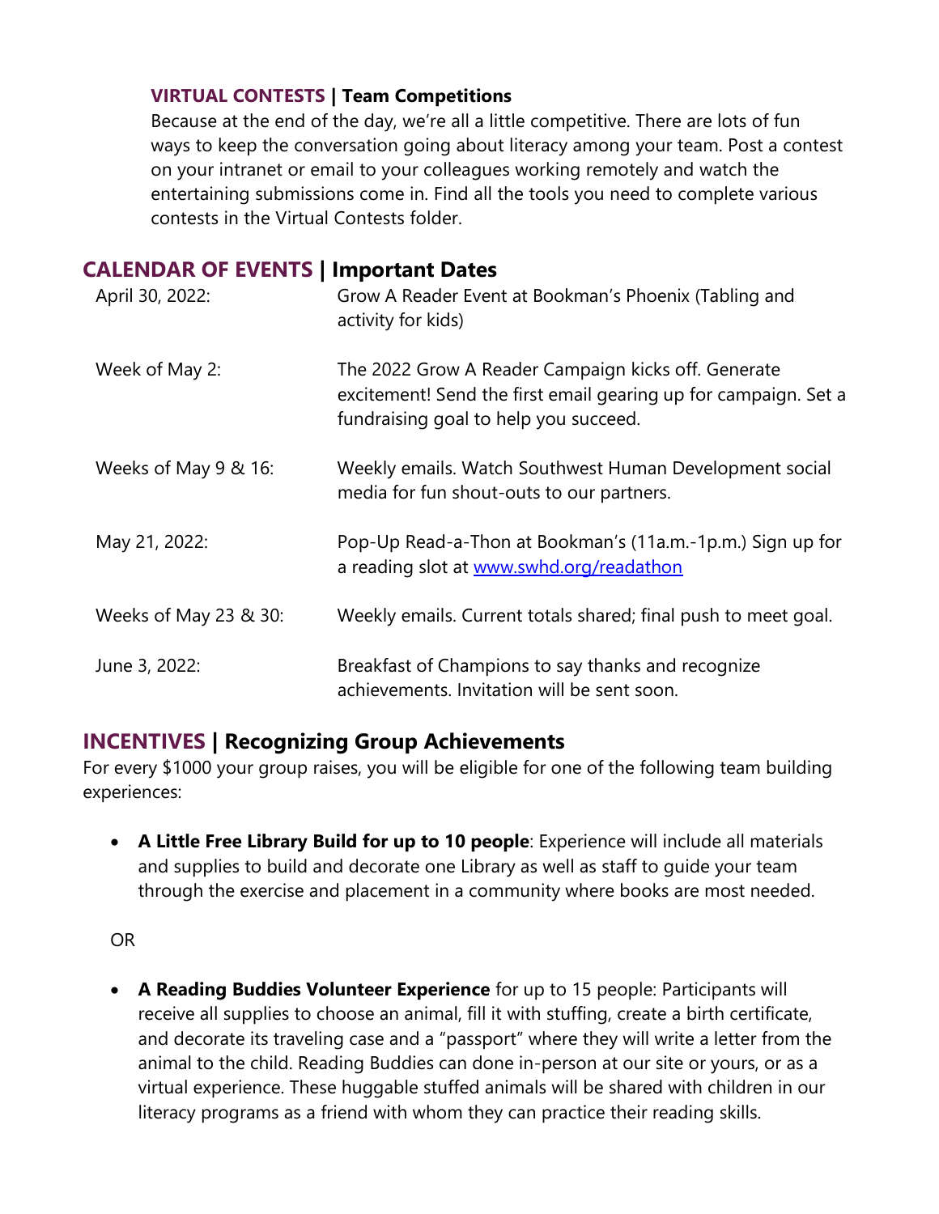### VIRTUAL CONTESTS | Team Competitions

Because at the end of the day, we're all a little competitive. There are lots of fun ways to keep the conversation going about literacy among your team. Post a contest on your intranet or email to your colleagues working remotely and watch the entertaining submissions come in. Find all the tools you need to complete various contests in the Virtual Contests folder.

## CALENDAR OF EVENTS | Important Dates

| | |
|---|---|
| April 30, 2022: | Grow A Reader Event at Bookman's Phoenix (Tabling and activity for kids) |
| Week of May 2: | The 2022 Grow A Reader Campaign kicks off. Generate excitement! Send the first email gearing up for campaign. Set a fundraising goal to help you succeed. |
| Weeks of May 9 & 16: | Weekly emails. Watch Southwest Human Development social media for fun shout-outs to our partners. |
| May 21, 2022: | Pop-Up Read-a-Thon at Bookman's (11a.m.-1p.m.) Sign up for a reading slot at [www.swhd.org/readathon](http://www.swhd.org/readathon) |
| Weeks of May 23 & 30: | Weekly emails. Current totals shared; final push to meet goal. |
| June 3, 2022: | Breakfast of Champions to say thanks and recognize achievements. Invitation will be sent soon. |

## INCENTIVES | Recognizing Group Achievements

For every $1000 your group raises, you will be eligible for one of the following team building experiences:

- **A Little Free Library Build for up to 10 people**: Experience will include all materials and supplies to build and decorate one Library as well as staff to guide your team through the exercise and placement in a community where books are most needed.

OR

- **A Reading Buddies Volunteer Experience** for up to 15 people: Participants will receive all supplies to choose an animal, fill it with stuffing, create a birth certificate, and decorate its traveling case and a "passport" where they will write a letter from the animal to the child. Reading Buddies can done in-person at our site or yours, or as a virtual experience. These huggable stuffed animals will be shared with children in our literacy programs as a friend with whom they can practice their reading skills.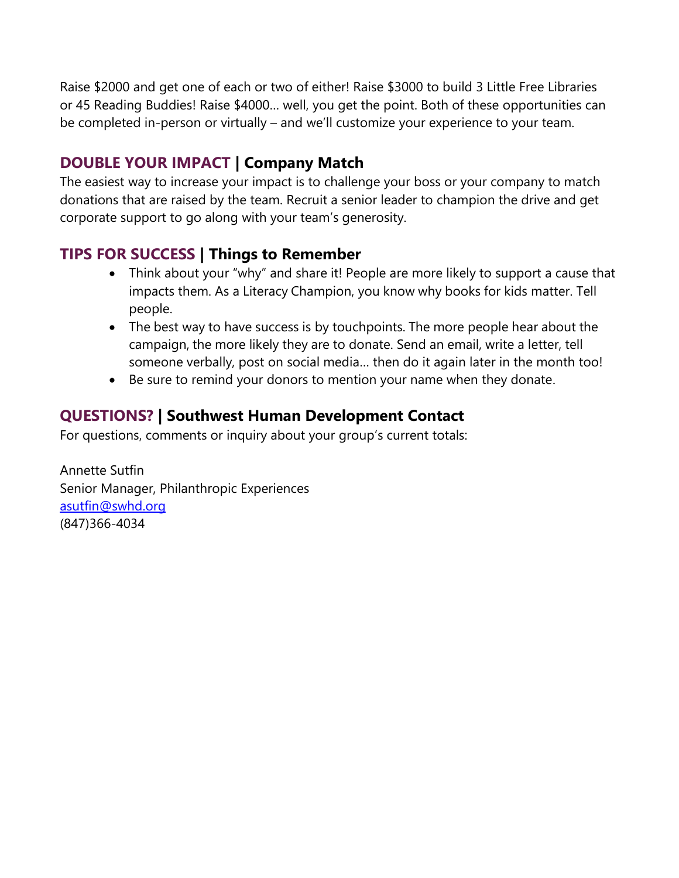Raise $2000 and get one of each or two of either! Raise $3000 to build 3 Little Free Libraries or 45 Reading Buddies! Raise $4000… well, you get the point. Both of these opportunities can be completed in-person or virtually – and we'll customize your experience to your team.

## DOUBLE YOUR IMPACT | Company Match

The easiest way to increase your impact is to challenge your boss or your company to match donations that are raised by the team. Recruit a senior leader to champion the drive and get corporate support to go along with your team's generosity.

## TIPS FOR SUCCESS | Things to Remember

- Think about your "why" and share it! People are more likely to support a cause that impacts them. As a Literacy Champion, you know why books for kids matter. Tell people.
- The best way to have success is by touchpoints. The more people hear about the campaign, the more likely they are to donate. Send an email, write a letter, tell someone verbally, post on social media… then do it again later in the month too!
- Be sure to remind your donors to mention your name when they donate.

## QUESTIONS? | Southwest Human Development Contact

For questions, comments or inquiry about your group's current totals:

Annette Sutfin
Senior Manager, Philanthropic Experiences
[asutfin@swhd.org](mailto:asutfin@swhd.org)
(847)366-4034